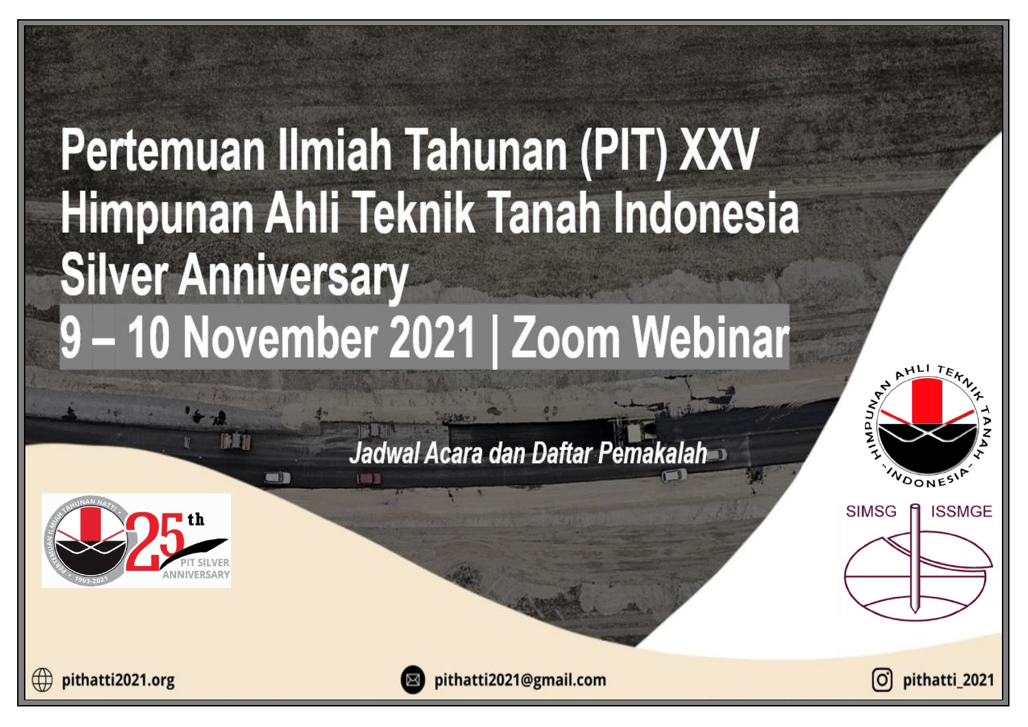# Pertemuan Ilmiah Tahunan (PIT) XXV Himpunan Ahli Teknik Tanah Indonesia Silver Anniversary

## 9 – 10 November 2021 | Zoom Webinar

*Jadwal Acara dan Daftar Pemakalah*

25th PIT SILVER ANNIVERSARY

HIMPUNAN AHLI TEKNIK TANAH INDONESIA

SIMSG ISSMGE

pithatti2021.org

pithatti2021@gmail.com

pithatti_2021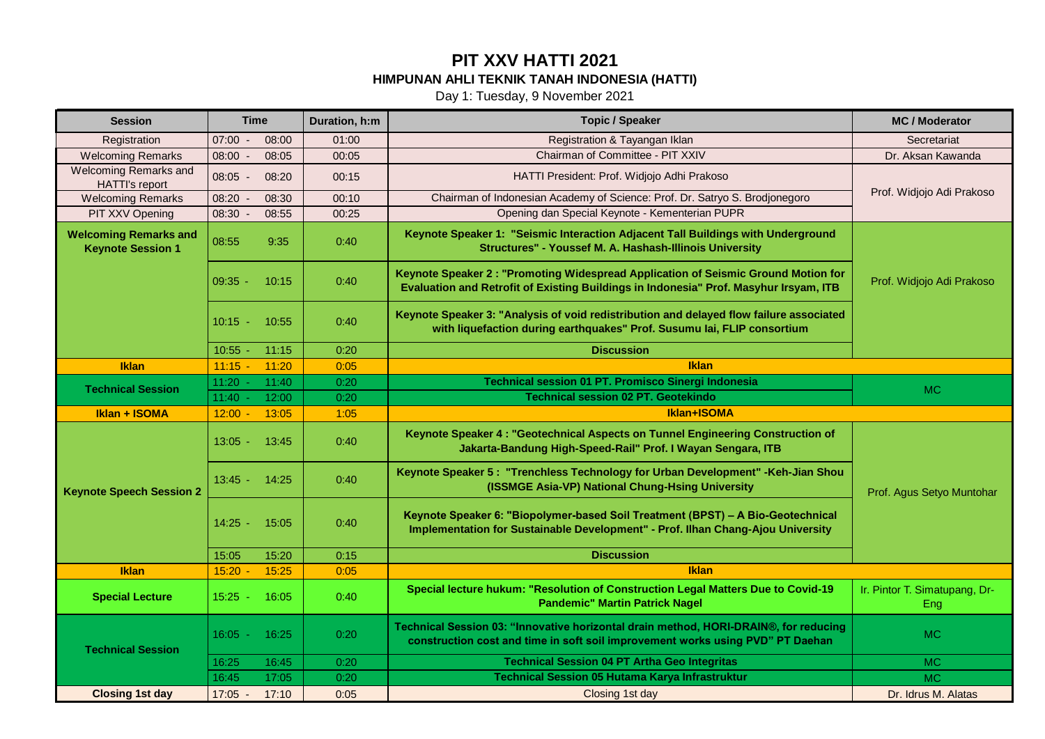# PIT XXV HATTI 2021

## HIMPUNAN AHLI TEKNIK TANAH INDONESIA (HATTI)

Day 1: Tuesday, 9 November 2021

| Session | Time | Duration, h:m | Topic / Speaker | MC / Moderator |
|---|---|---|---|---|
| Registration | 07:00 - 08:00 | 01:00 | Registration & Tayangan Iklan | Secretariat |
| Welcoming Remarks | 08:00 - 08:05 | 00:05 | Chairman of Committee - PIT XXIV | Dr. Aksan Kawanda |
| Welcoming Remarks and HATTI's report | 08:05 - 08:20 | 00:15 | HATTI President: Prof. Widjojo Adhi Prakoso | Prof. Widjojo Adi Prakoso |
| Welcoming Remarks | 08:20 - 08:30 | 00:10 | Chairman of Indonesian Academy of Science: Prof. Dr. Satryo S. Brodjonegoro | |
| PIT XXV Opening | 08:30 - 08:55 | 00:25 | Opening dan Special Keynote - Kementerian PUPR | |
| **Welcoming Remarks and Keynote Session 1** | 08:55 9:35 | 0:40 | **Keynote Speaker 1: "Seismic Interaction Adjacent Tall Buildings with Underground Structures" - Youssef M. A. Hashash-Illinois University** | Prof. Widjojo Adi Prakoso |
| | 09:35 - 10:15 | 0:40 | **Keynote Speaker 2 : "Promoting Widespread Application of Seismic Ground Motion for Evaluation and Retrofit of Existing Buildings in Indonesia" Prof. Masyhur Irsyam, ITB** | |
| | 10:15 - 10:55 | 0:40 | **Keynote Speaker 3: "Analysis of void redistribution and delayed flow failure associated with liquefaction during earthquakes" Prof. Susumu Iai, FLIP consortium** | |
| | 10:55 - 11:15 | 0:20 | **Discussion** | |
| **Iklan** | 11:15 - 11:20 | 0:05 | **Iklan** | |
| **Technical Session** | 11:20 - 11:40 | 0:20 | **Technical session 01 PT. Promisco Sinergi Indonesia** | MC |
| | 11:40 - 12:00 | 0:20 | **Technical session 02 PT. Geotekindo** | |
| **Iklan + ISOMA** | 12:00 - 13:05 | 1:05 | **Iklan+ISOMA** | |
| **Keynote Speech Session 2** | 13:05 - 13:45 | 0:40 | **Keynote Speaker 4 : "Geotechnical Aspects on Tunnel Engineering Construction of Jakarta-Bandung High-Speed-Rail" Prof. I Wayan Sengara, ITB** | Prof. Agus Setyo Muntohar |
| | 13:45 - 14:25 | 0:40 | **Keynote Speaker 5 : "Trenchless Technology for Urban Development" -Keh-Jian Shou (ISSMGE Asia-VP) National Chung-Hsing University** | |
| | 14:25 - 15:05 | 0:40 | **Keynote Speaker 6: "Biopolymer-based Soil Treatment (BPST) – A Bio-Geotechnical Implementation for Sustainable Development" - Prof. Ilhan Chang-Ajou University** | |
| | 15:05 15:20 | 0:15 | **Discussion** | |
| **Iklan** | 15:20 - 15:25 | 0:05 | **Iklan** | |
| **Special Lecture** | 15:25 - 16:05 | 0:40 | **Special lecture hukum: "Resolution of Construction Legal Matters Due to Covid-19 Pandemic" Martin Patrick Nagel** | Ir. Pintor T. Simatupang, Dr-Eng |
| **Technical Session** | 16:05 - 16:25 | 0:20 | **Technical Session 03: "Innovative horizontal drain method, HORI-DRAIN®, for reducing construction cost and time in soft soil improvement works using PVD" PT Daehan** | MC |
| | 16:25 16:45 | 0:20 | **Technical Session 04 PT Artha Geo Integritas** | MC |
| | 16:45 17:05 | 0:20 | **Technical Session 05 Hutama Karya Infrastruktur** | MC |
| **Closing 1st day** | 17:05 - 17:10 | 0:05 | Closing 1st day | Dr. Idrus M. Alatas |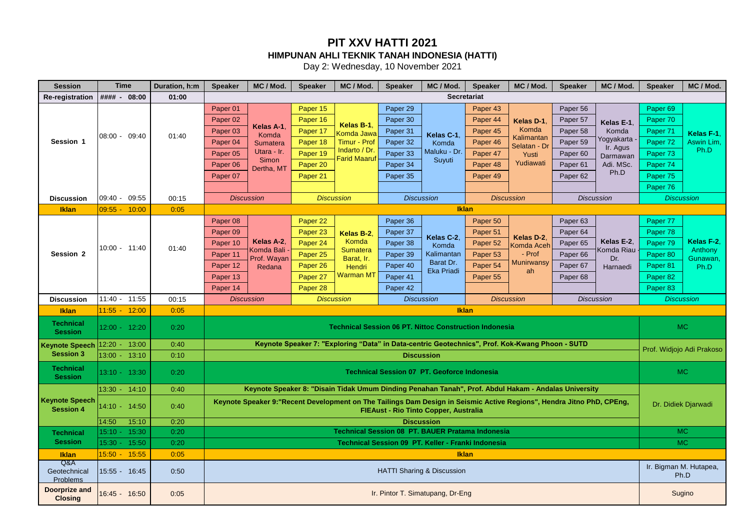# PIT XXV HATTI 2021

## HIMPUNAN AHLI TEKNIK TANAH INDONESIA (HATTI)

Day 2: Wednesday, 10 November 2021

| Session | Time | Duration, h:m | Speaker | MC / Mod. | Speaker | MC / Mod. | Speaker | MC / Mod. | Speaker | MC / Mod. | Speaker | MC / Mod. | Speaker | MC / Mod. |
|---|---|---|---|---|---|---|---|---|---|---|---|---|---|---|
| Re-registration | #### - 08:00 | 01:00 | Secretariat | | | | | | | | | | | |
| Session 1 | 08:00 - 09:40 | 01:40 | Paper 01 | Kelas A-1, Komda Sumatera Utara - Ir. Simon Dertha, MT | Paper 15 | Kelas B-1, Komda Jawa Timur - Prof Indarto / Dr. Farid Maaruf | Paper 29 | Kelas C-1, Komda Maluku - Dr. Suyuti | Paper 43 | Kelas D-1, Komda Kalimantan Selatan - Dr Yusti Yudiawati | Paper 56 | Kelas E-1, Komda Yogyakarta - Ir. Agus Darmawan Adi. MSc. Ph.D | Paper 69 | Kelas F-1, Aswin Lim, Ph.D |
| | | | Paper 02 | | Paper 16 | | Paper 30 | | Paper 44 | | Paper 57 | | Paper 70 | |
| | | | Paper 03 | | Paper 17 | | Paper 31 | | Paper 45 | | Paper 58 | | Paper 71 | |
| | | | Paper 04 | | Paper 18 | | Paper 32 | | Paper 46 | | Paper 59 | | Paper 72 | |
| | | | Paper 05 | | Paper 19 | | Paper 33 | | Paper 47 | | Paper 60 | | Paper 73 | |
| | | | Paper 06 | | Paper 20 | | Paper 34 | | Paper 48 | | Paper 61 | | Paper 74 | |
| | | | Paper 07 | | Paper 21 | | Paper 35 | | Paper 49 | | Paper 62 | | Paper 75 | |
| | | | | | | | | | | | | | Paper 76 | |
| Discussion | 09:40 - 09:55 | 00:15 | *Discussion* | | *Discussion* | | *Discussion* | | *Discussion* | | *Discussion* | | *Discussion* | |
| Iklan | 09:55 - 10:00 | 0:05 | Iklan | | | | | | | | | | | |
| Session 2 | 10:00 - 11:40 | 01:40 | Paper 08 | Kelas A-2, Komda Bali - Prof. Wayan Redana | Paper 22 | Kelas B-2, Komda Sumatera Barat, Ir. Hendri Warman MT | Paper 36 | Kelas C-2, Komda Kalimantan Barat Dr. Eka Priadi | Paper 50 | Kelas D-2, Komda Aceh - Prof Munirwansyah | Paper 63 | Kelas E-2, Komda Riau Dr. Harnaedi | Paper 77 | Kelas F-2, Anthony Gunawan, Ph.D |
| | | | Paper 09 | | Paper 23 | | Paper 37 | | Paper 51 | | Paper 64 | | Paper 78 | |
| | | | Paper 10 | | Paper 24 | | Paper 38 | | Paper 52 | | Paper 65 | | Paper 79 | |
| | | | Paper 11 | | Paper 25 | | Paper 39 | | Paper 53 | | Paper 66 | | Paper 80 | |
| | | | Paper 12 | | Paper 26 | | Paper 40 | | Paper 54 | | Paper 67 | | Paper 81 | |
| | | | Paper 13 | | Paper 27 | | Paper 41 | | Paper 55 | | Paper 68 | | Paper 82 | |
| | | | Paper 14 | | Paper 28 | | Paper 42 | | | | | | Paper 83 | |
| Discussion | 11:40 - 11:55 | 00:15 | *Discussion* | | *Discussion* | | *Discussion* | | *Discussion* | | *Discussion* | | *Discussion* | |
| Iklan | 11:55 - 12:00 | 0:05 | Iklan | | | | | | | | | | | |
| Technical Session | 12:00 - 12:20 | 0:20 | Technical Session 06 PT. Nittoc Construction Indonesia | | | | | | | | | | MC | |
| Keynote Speech Session 3 | 12:20 - 13:00 | 0:40 | Keynote Speaker 7: "Exploring "Data" in Data-centric Geotechnics", Prof. Kok-Kwang Phoon - SUTD | | | | | | | | | | Prof. Widjojo Adi Prakoso | |
| | 13:00 - 13:10 | 0:10 | Discussion | | | | | | | | | | | |
| Technical Session | 13:10 - 13:30 | 0:20 | Technical Session 07 PT. Geoforce Indonesia | | | | | | | | | | MC | |
| Keynote Speech Session 4 | 13:30 - 14:10 | 0:40 | Keynote Speaker 8: "Disain Tidak Umum Dinding Penahan Tanah", Prof. Abdul Hakam - Andalas University | | | | | | | | | | Dr. Didiek Djarwadi | |
| | 14:10 - 14:50 | 0:40 | Keynote Speaker 9:"Recent Development on The Tailings Dam Design in Seismic Active Regions", Hendra Jitno PhD, CPEng, FIEAust - Rio Tinto Copper, Australia | | | | | | | | | | | |
| | 14:50 - 15:10 | 0:20 | Discussion | | | | | | | | | | | |
| Technical Session | 15:10 - 15:30 | 0:20 | Technical Session 08 PT. BAUER Pratama Indonesia | | | | | | | | | | MC | |
| | 15:30 - 15:50 | 0:20 | Technical Session 09 PT. Keller - Franki Indonesia | | | | | | | | | | MC | |
| Iklan | 15:50 - 15:55 | 0:05 | Iklan | | | | | | | | | | | |
| Q&A Geotechnical Problems | 15:55 - 16:45 | 0:50 | HATTI Sharing & Discussion | | | | | | | | | | Ir. Bigman M. Hutapea, Ph.D | |
| Doorprize and Closing | 16:45 - 16:50 | 0:05 | Ir. Pintor T. Simatupang, Dr-Eng | | | | | | | | | | Sugino | |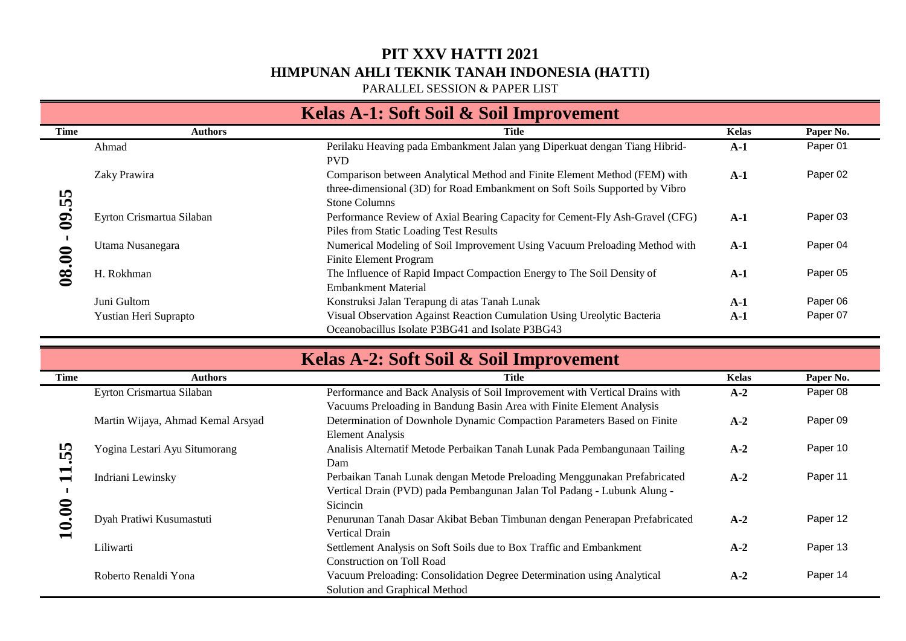# PIT XXV HATTI 2021

## HIMPUNAN AHLI TEKNIK TANAH INDONESIA (HATTI)

PARALLEL SESSION & PAPER LIST

## Kelas A-1: Soft Soil & Soil Improvement

| Time | Authors | Title | Kelas | Paper No. |
|---|---|---|---|---|
| 08.00 - 09.55 | Ahmad | Perilaku Heaving pada Embankment Jalan yang Diperkuat dengan Tiang Hibrid-PVD | A-1 | Paper 01 |
| | Zaky Prawira | Comparison between Analytical Method and Finite Element Method (FEM) with three-dimensional (3D) for Road Embankment on Soft Soils Supported by Vibro Stone Columns | A-1 | Paper 02 |
| | Eyrton Crismartua Silaban | Performance Review of Axial Bearing Capacity for Cement-Fly Ash-Gravel (CFG) Piles from Static Loading Test Results | A-1 | Paper 03 |
| | Utama Nusanegara | Numerical Modeling of Soil Improvement Using Vacuum Preloading Method with Finite Element Program | A-1 | Paper 04 |
| | H. Rokhman | The Influence of Rapid Impact Compaction Energy to The Soil Density of Embankment Material | A-1 | Paper 05 |
| | Juni Gultom | Konstruksi Jalan Terapung di atas Tanah Lunak | A-1 | Paper 06 |
| | Yustian Heri Suprapto | Visual Observation Against Reaction Cumulation Using Ureolytic Bacteria Oceanobacillus Isolate P3BG41 and Isolate P3BG43 | A-1 | Paper 07 |

## Kelas A-2: Soft Soil & Soil Improvement

| Time | Authors | Title | Kelas | Paper No. |
|---|---|---|---|---|
| 10.00 - 11.55 | Eyrton Crismartua Silaban | Performance and Back Analysis of Soil Improvement with Vertical Drains with Vacuums Preloading in Bandung Basin Area with Finite Element Analysis | A-2 | Paper 08 |
| | Martin Wijaya, Ahmad Kemal Arsyad | Determination of Downhole Dynamic Compaction Parameters Based on Finite Element Analysis | A-2 | Paper 09 |
| | Yogina Lestari Ayu Situmorang | Analisis Alternatif Metode Perbaikan Tanah Lunak Pada Pembangunaan Tailing Dam | A-2 | Paper 10 |
| | Indriani Lewinsky | Perbaikan Tanah Lunak dengan Metode Preloading Menggunakan Prefabricated Vertical Drain (PVD) pada Pembangunan Jalan Tol Padang - Lubunk Alung - Sicincin | A-2 | Paper 11 |
| | Dyah Pratiwi Kusumastuti | Penurunan Tanah Dasar Akibat Beban Timbunan dengan Penerapan Prefabricated Vertical Drain | A-2 | Paper 12 |
| | Liliwarti | Settlement Analysis on Soft Soils due to Box Traffic and Embankment Construction on Toll Road | A-2 | Paper 13 |
| | Roberto Renaldi Yona | Vacuum Preloading: Consolidation Degree Determination using Analytical Solution and Graphical Method | A-2 | Paper 14 |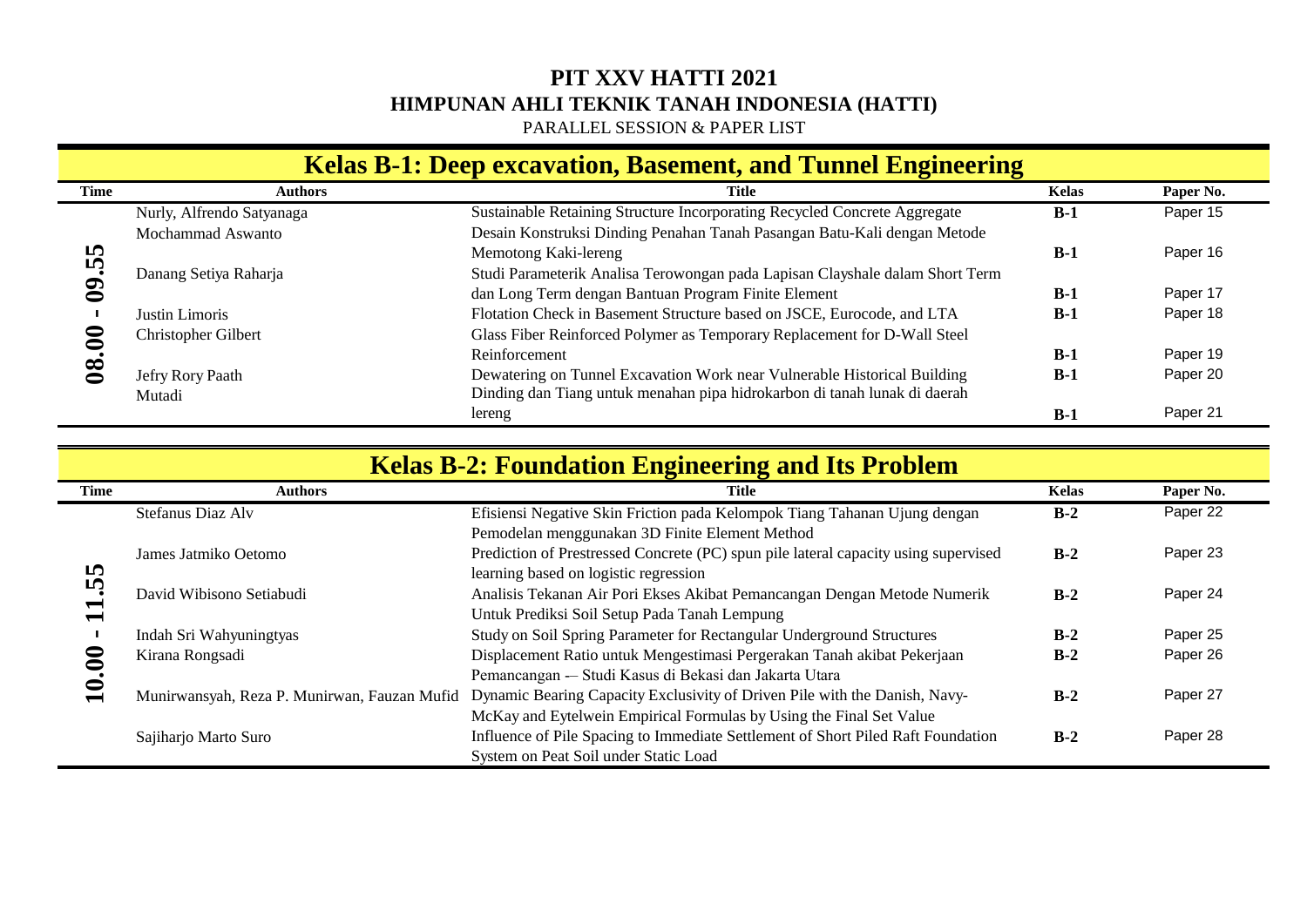# PIT XXV HATTI 2021

## HIMPUNAN AHLI TEKNIK TANAH INDONESIA (HATTI)

PARALLEL SESSION & PAPER LIST

### Kelas B-1: Deep excavation, Basement, and Tunnel Engineering

| Time | Authors | Title | Kelas | Paper No. |
|---|---|---|---|---|
| 08.00 - 09.55 | Nurly, Alfrendo Satyanaga | Sustainable Retaining Structure Incorporating Recycled Concrete Aggregate | B-1 | Paper 15 |
| | Mochammad Aswanto | Desain Konstruksi Dinding Penahan Tanah Pasangan Batu-Kali dengan Metode Memotong Kaki-lereng | B-1 | Paper 16 |
| | Danang Setiya Raharja | Studi Parameterik Analisa Terowongan pada Lapisan Clayshale dalam Short Term dan Long Term dengan Bantuan Program Finite Element | B-1 | Paper 17 |
| | Justin Limoris | Flotation Check in Basement Structure based on JSCE, Eurocode, and LTA | B-1 | Paper 18 |
| | Christopher Gilbert | Glass Fiber Reinforced Polymer as Temporary Replacement for D-Wall Steel Reinforcement | B-1 | Paper 19 |
| | Jefry Rory Paath | Dewatering on Tunnel Excavation Work near Vulnerable Historical Building | B-1 | Paper 20 |
| | Mutadi | Dinding dan Tiang untuk menahan pipa hidrokarbon di tanah lunak di daerah lereng | B-1 | Paper 21 |

### Kelas B-2: Foundation Engineering and Its Problem

| Time | Authors | Title | Kelas | Paper No. |
|---|---|---|---|---|
| 10.00 - 11.55 | Stefanus Diaz Alv | Efisiensi Negative Skin Friction pada Kelompok Tiang Tahanan Ujung dengan Pemodelan menggunakan 3D Finite Element Method | B-2 | Paper 22 |
| | James Jatmiko Oetomo | Prediction of Prestressed Concrete (PC) spun pile lateral capacity using supervised learning based on logistic regression | B-2 | Paper 23 |
| | David Wibisono Setiabudi | Analisis Tekanan Air Pori Ekses Akibat Pemancangan Dengan Metode Numerik Untuk Prediksi Soil Setup Pada Tanah Lempung | B-2 | Paper 24 |
| | Indah Sri Wahyuningtyas | Study on Soil Spring Parameter for Rectangular Underground Structures | B-2 | Paper 25 |
| | Kirana Rongsadi | Displacement Ratio untuk Mengestimasi Pergerakan Tanah akibat Pekerjaan Pemancangan -– Studi Kasus di Bekasi dan Jakarta Utara | B-2 | Paper 26 |
| | Munirwansyah, Reza P. Munirwan, Fauzan Mufid | Dynamic Bearing Capacity Exclusivity of Driven Pile with the Danish, Navy-McKay and Eytelwein Empirical Formulas by Using the Final Set Value | B-2 | Paper 27 |
| | Sajiharjo Marto Suro | Influence of Pile Spacing to Immediate Settlement of Short Piled Raft Foundation System on Peat Soil under Static Load | B-2 | Paper 28 |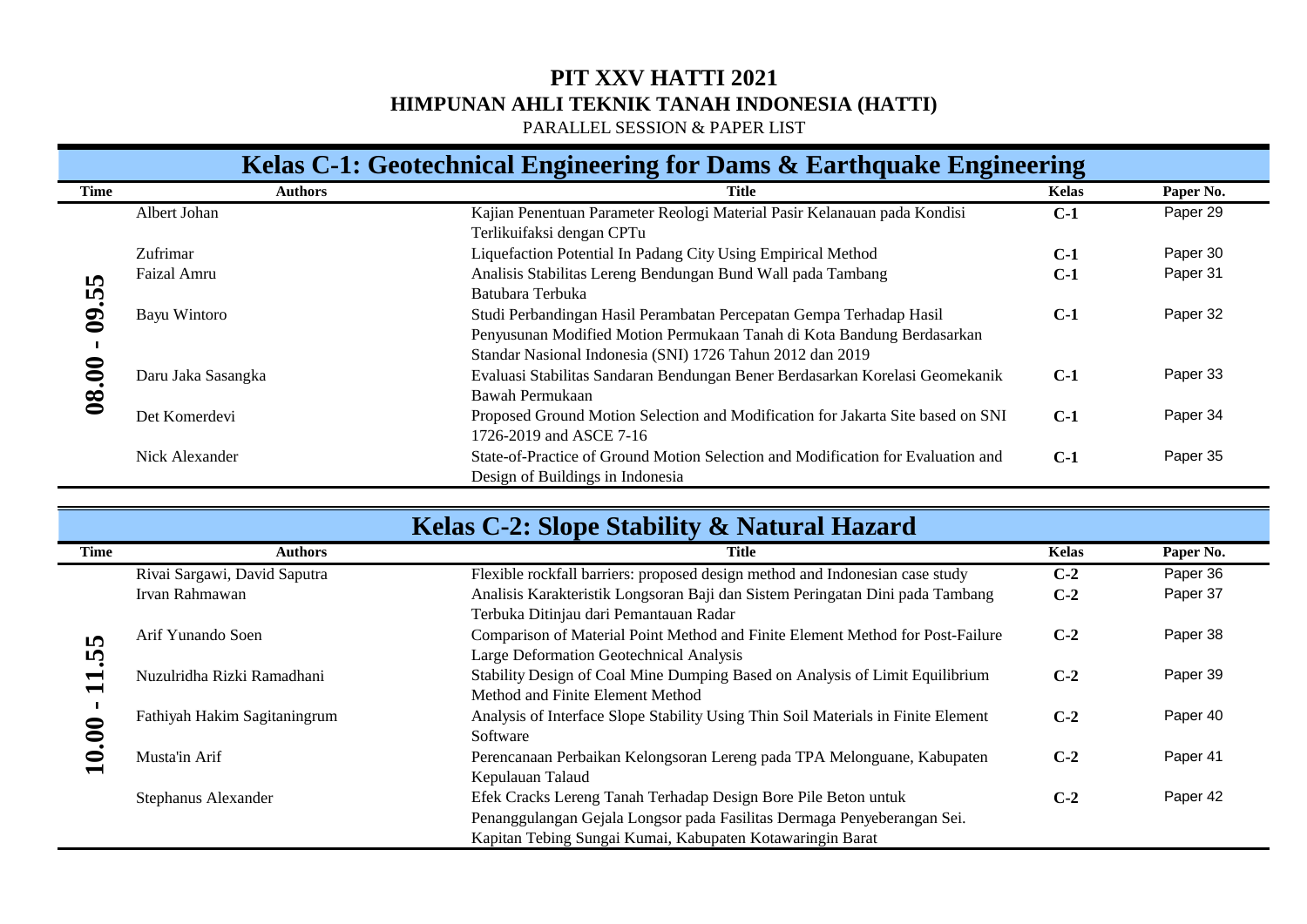# PIT XXV HATTI 2021

## HIMPUNAN AHLI TEKNIK TANAH INDONESIA (HATTI)

PARALLEL SESSION & PAPER LIST

## Kelas C-1: Geotechnical Engineering for Dams & Earthquake Engineering

| Time | Authors | Title | Kelas | Paper No. |
|---|---|---|---|---|
| 08.00 - 09.55 | Albert Johan | Kajian Penentuan Parameter Reologi Material Pasir Kelanauan pada Kondisi Terlikuifaksi dengan CPTu | C-1 | Paper 29 |
| | Zufrimar | Liquefaction Potential In Padang City Using Empirical Method | C-1 | Paper 30 |
| | Faizal Amru | Analisis Stabilitas Lereng Bendungan Bund Wall pada Tambang Batubara Terbuka | C-1 | Paper 31 |
| | Bayu Wintoro | Studi Perbandingan Hasil Perambatan Percepatan Gempa Terhadap Hasil Penyusunan Modified Motion Permukaan Tanah di Kota Bandung Berdasarkan Standar Nasional Indonesia (SNI) 1726 Tahun 2012 dan 2019 | C-1 | Paper 32 |
| | Daru Jaka Sasangka | Evaluasi Stabilitas Sandaran Bendungan Bener Berdasarkan Korelasi Geomekanik Bawah Permukaan | C-1 | Paper 33 |
| | Det Komerdevi | Proposed Ground Motion Selection and Modification for Jakarta Site based on SNI 1726-2019 and ASCE 7-16 | C-1 | Paper 34 |
| | Nick Alexander | State-of-Practice of Ground Motion Selection and Modification for Evaluation and Design of Buildings in Indonesia | C-1 | Paper 35 |

## Kelas C-2: Slope Stability & Natural Hazard

| Time | Authors | Title | Kelas | Paper No. |
|---|---|---|---|---|
| 10.00 - 11.55 | Rivai Sargawi, David Saputra | Flexible rockfall barriers: proposed design method and Indonesian case study | C-2 | Paper 36 |
| | Irvan Rahmawan | Analisis Karakteristik Longsoran Baji dan Sistem Peringatan Dini pada Tambang Terbuka Ditinjau dari Pemantauan Radar | C-2 | Paper 37 |
| | Arif Yunando Soen | Comparison of Material Point Method and Finite Element Method for Post-Failure Large Deformation Geotechnical Analysis | C-2 | Paper 38 |
| | Nuzulridha Rizki Ramadhani | Stability Design of Coal Mine Dumping Based on Analysis of Limit Equilibrium Method and Finite Element Method | C-2 | Paper 39 |
| | Fathiyah Hakim Sagitaningrum | Analysis of Interface Slope Stability Using Thin Soil Materials in Finite Element Software | C-2 | Paper 40 |
| | Musta'in Arif | Perencanaan Perbaikan Kelongsoran Lereng pada TPA Melonguane, Kabupaten Kepulauan Talaud | C-2 | Paper 41 |
| | Stephanus Alexander | Efek Cracks Lereng Tanah Terhadap Design Bore Pile Beton untuk Penanggulangan Gejala Longsor pada Fasilitas Dermaga Penyeberangan Sei. Kapitan Tebing Sungai Kumai, Kabupaten Kotawaringin Barat | C-2 | Paper 42 |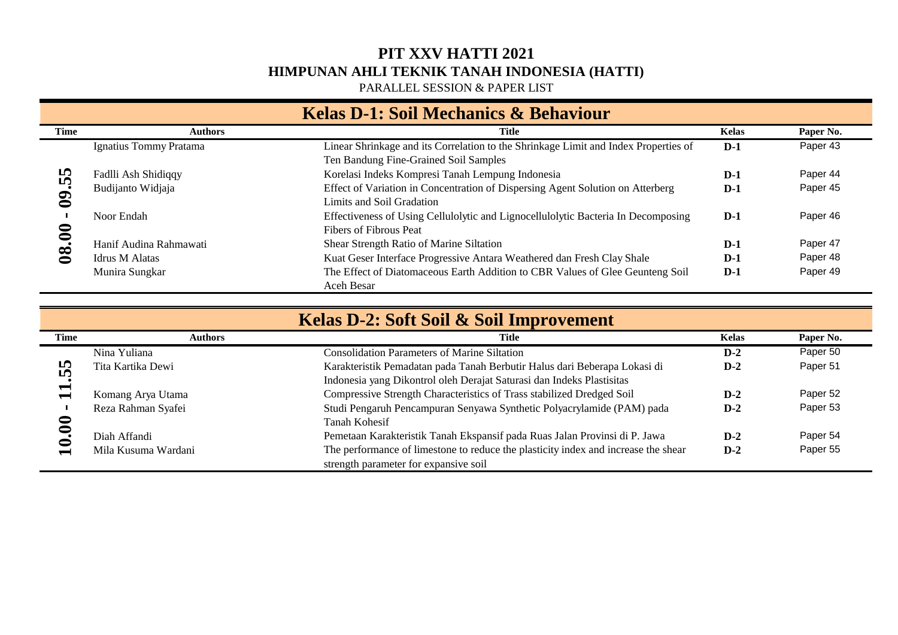# PIT XXV HATTI 2021

## HIMPUNAN AHLI TEKNIK TANAH INDONESIA (HATTI)

PARALLEL SESSION & PAPER LIST

## Kelas D-1: Soil Mechanics & Behaviour

| Time | Authors | Title | Kelas | Paper No. |
|---|---|---|---|---|
| 08.00 - 09.55 | Ignatius Tommy Pratama | Linear Shrinkage and its Correlation to the Shrinkage Limit and Index Properties of Ten Bandung Fine-Grained Soil Samples | D-1 | Paper 43 |
| | Fadlli Ash Shidiqqy | Korelasi Indeks Kompresi Tanah Lempung Indonesia | D-1 | Paper 44 |
| | Budijanto Widjaja | Effect of Variation in Concentration of Dispersing Agent Solution on Atterberg Limits and Soil Gradation | D-1 | Paper 45 |
| | Noor Endah | Effectiveness of Using Cellulolytic and Lignocellulolytic Bacteria In Decomposing Fibers of Fibrous Peat | D-1 | Paper 46 |
| | Hanif Audina Rahmawati | Shear Strength Ratio of Marine Siltation | D-1 | Paper 47 |
| | Idrus M Alatas | Kuat Geser Interface Progressive Antara Weathered dan Fresh Clay Shale | D-1 | Paper 48 |
| | Munira Sungkar | The Effect of Diatomaceous Earth Addition to CBR Values of Glee Geunteng Soil Aceh Besar | D-1 | Paper 49 |

## Kelas D-2: Soft Soil & Soil Improvement

| Time | Authors | Title | Kelas | Paper No. |
|---|---|---|---|---|
| 10.00 - 11.55 | Nina Yuliana | Consolidation Parameters of Marine Siltation | D-2 | Paper 50 |
| | Tita Kartika Dewi | Karakteristik Pemadatan pada Tanah Berbutir Halus dari Beberapa Lokasi di Indonesia yang Dikontrol oleh Derajat Saturasi dan Indeks Plastisitas | D-2 | Paper 51 |
| | Komang Arya Utama | Compressive Strength Characteristics of Trass stabilized Dredged Soil | D-2 | Paper 52 |
| | Reza Rahman Syafei | Studi Pengaruh Pencampuran Senyawa Synthetic Polyacrylamide (PAM) pada Tanah Kohesif | D-2 | Paper 53 |
| | Diah Affandi | Pemetaan Karakteristik Tanah Ekspansif pada Ruas Jalan Provinsi di P. Jawa | D-2 | Paper 54 |
| | Mila Kusuma Wardani | The performance of limestone to reduce the plasticity index and increase the shear strength parameter for expansive soil | D-2 | Paper 55 |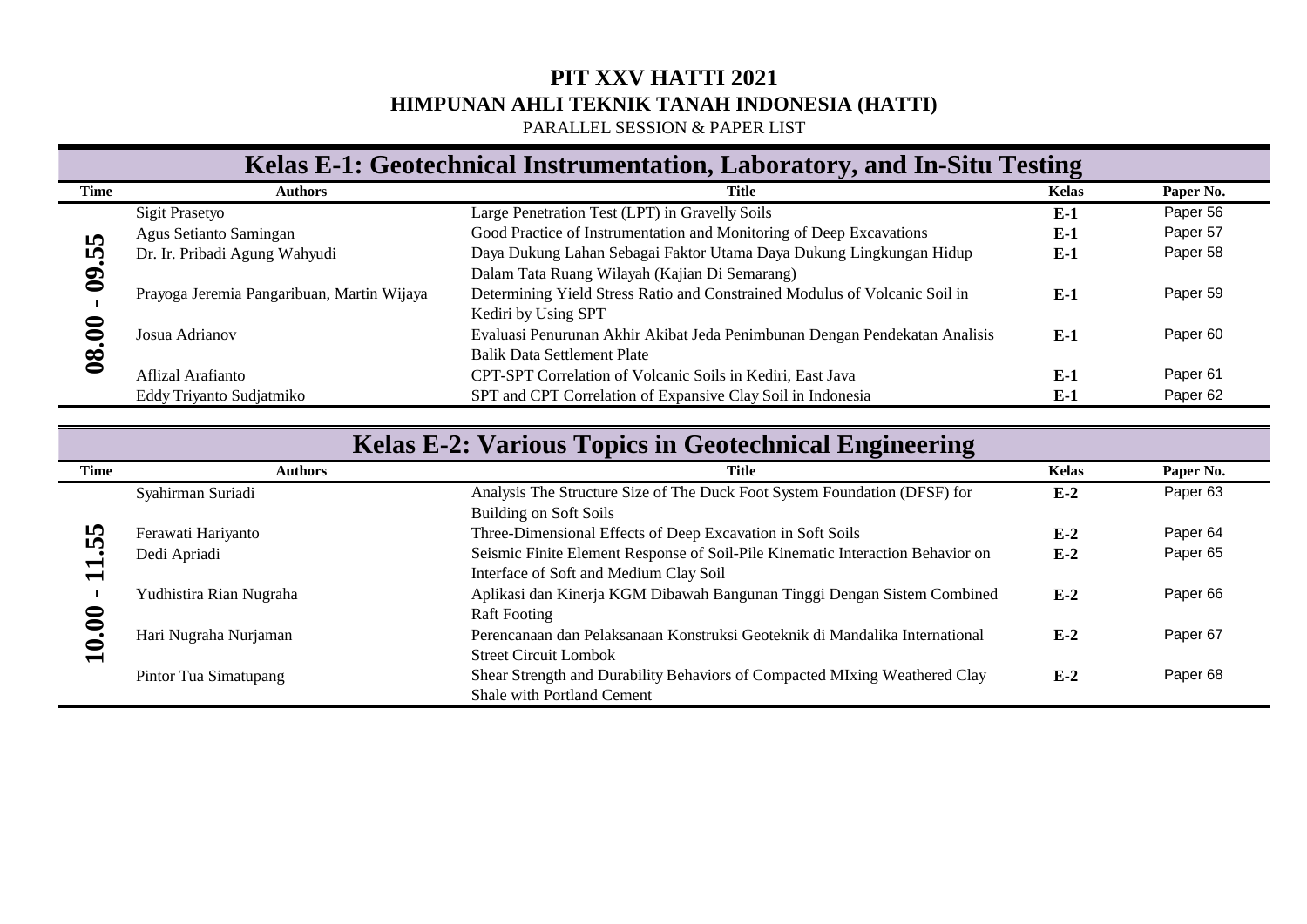# PIT XXV HATTI 2021

## HIMPUNAN AHLI TEKNIK TANAH INDONESIA (HATTI)

PARALLEL SESSION & PAPER LIST

### Kelas E-1: Geotechnical Instrumentation, Laboratory, and In-Situ Testing

| Time | Authors | Title | Kelas | Paper No. |
|---|---|---|---|---|
| 08.00 - 09.55 | Sigit Prasetyo | Large Penetration Test (LPT) in Gravelly Soils | E-1 | Paper 56 |
| | Agus Setianto Samingan | Good Practice of Instrumentation and Monitoring of Deep Excavations | E-1 | Paper 57 |
| | Dr. Ir. Pribadi Agung Wahyudi | Daya Dukung Lahan Sebagai Faktor Utama Daya Dukung Lingkungan Hidup Dalam Tata Ruang Wilayah (Kajian Di Semarang) | E-1 | Paper 58 |
| | Prayoga Jeremia Pangaribuan, Martin Wijaya | Determining Yield Stress Ratio and Constrained Modulus of Volcanic Soil in Kediri by Using SPT | E-1 | Paper 59 |
| | Josua Adrianov | Evaluasi Penurunan Akhir Akibat Jeda Penimbunan Dengan Pendekatan Analisis Balik Data Settlement Plate | E-1 | Paper 60 |
| | Aflizal Arafianto | CPT-SPT Correlation of Volcanic Soils in Kediri, East Java | E-1 | Paper 61 |
| | Eddy Triyanto Sudjatmiko | SPT and CPT Correlation of Expansive Clay Soil in Indonesia | E-1 | Paper 62 |

### Kelas E-2: Various Topics in Geotechnical Engineering

| Time | Authors | Title | Kelas | Paper No. |
|---|---|---|---|---|
| 10.00 - 11.55 | Syahirman Suriadi | Analysis The Structure Size of The Duck Foot System Foundation (DFSF) for Building on Soft Soils | E-2 | Paper 63 |
| | Ferawati Hariyanto | Three-Dimensional Effects of Deep Excavation in Soft Soils | E-2 | Paper 64 |
| | Dedi Apriadi | Seismic Finite Element Response of Soil-Pile Kinematic Interaction Behavior on Interface of Soft and Medium Clay Soil | E-2 | Paper 65 |
| | Yudhistira Rian Nugraha | Aplikasi dan Kinerja KGM Dibawah Bangunan Tinggi Dengan Sistem Combined Raft Footing | E-2 | Paper 66 |
| | Hari Nugraha Nurjaman | Perencanaan dan Pelaksanaan Konstruksi Geoteknik di Mandalika International Street Circuit Lombok | E-2 | Paper 67 |
| | Pintor Tua Simatupang | Shear Strength and Durability Behaviors of Compacted MIxing Weathered Clay Shale with Portland Cement | E-2 | Paper 68 |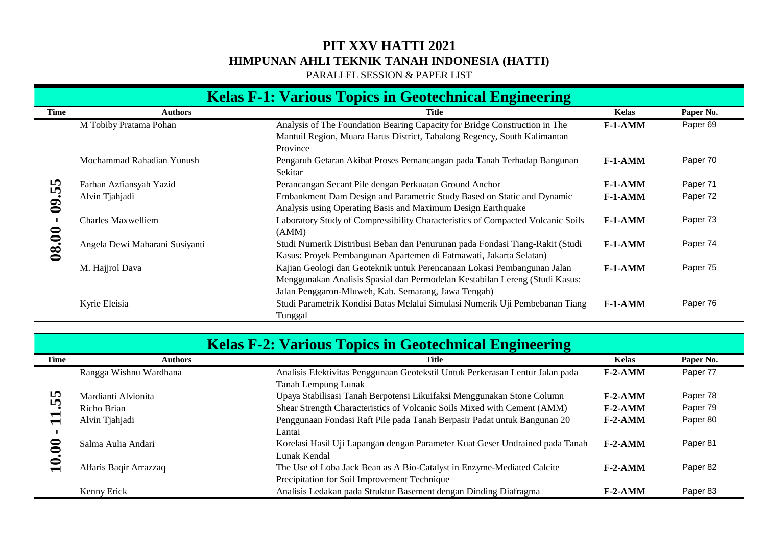# PIT XXV HATTI 2021

## HIMPUNAN AHLI TEKNIK TANAH INDONESIA (HATTI)

PARALLEL SESSION & PAPER LIST

## Kelas F-1: Various Topics in Geotechnical Engineering

| Time | Authors | Title | Kelas | Paper No. |
|---|---|---|---|---|
| 08.00 - 09.55 | M Tobiby Pratama Pohan | Analysis of The Foundation Bearing Capacity for Bridge Construction in The Mantuil Region, Muara Harus District, Tabalong Regency, South Kalimantan Province | F-1-AMM | Paper 69 |
| | Mochammad Rahadian Yunush | Pengaruh Getaran Akibat Proses Pemancangan pada Tanah Terhadap Bangunan Sekitar | F-1-AMM | Paper 70 |
| | Farhan Azfiansyah Yazid | Perancangan Secant Pile dengan Perkuatan Ground Anchor | F-1-AMM | Paper 71 |
| | Alvin Tjahjadi | Embankment Dam Design and Parametric Study Based on Static and Dynamic Analysis using Operating Basis and Maximum Design Earthquake | F-1-AMM | Paper 72 |
| | Charles Maxwelliem | Laboratory Study of Compressibility Characteristics of Compacted Volcanic Soils (AMM) | F-1-AMM | Paper 73 |
| | Angela Dewi Maharani Susiyanti | Studi Numerik Distribusi Beban dan Penurunan pada Fondasi Tiang-Rakit (Studi Kasus: Proyek Pembangunan Apartemen di Fatmawati, Jakarta Selatan) | F-1-AMM | Paper 74 |
| | M. Hajjrol Dava | Kajian Geologi dan Geoteknik untuk Perencanaan Lokasi Pembangunan Jalan Menggunakan Analisis Spasial dan Permodelan Kestabilan Lereng (Studi Kasus: Jalan Penggaron-Mluweh, Kab. Semarang, Jawa Tengah) | F-1-AMM | Paper 75 |
| | Kyrie Eleisia | Studi Parametrik Kondisi Batas Melalui Simulasi Numerik Uji Pembebanan Tiang Tunggal | F-1-AMM | Paper 76 |

## Kelas F-2: Various Topics in Geotechnical Engineering

| Time | Authors | Title | Kelas | Paper No. |
|---|---|---|---|---|
| 10.00 - 11.55 | Rangga Wishnu Wardhana | Analisis Efektivitas Penggunaan Geotekstil Untuk Perkerasan Lentur Jalan pada Tanah Lempung Lunak | F-2-AMM | Paper 77 |
| | Mardianti Alvionita | Upaya Stabilisasi Tanah Berpotensi Likuifaksi Menggunakan Stone Column | F-2-AMM | Paper 78 |
| | Richo Brian | Shear Strength Characteristics of Volcanic Soils Mixed with Cement (AMM) | F-2-AMM | Paper 79 |
| | Alvin Tjahjadi | Penggunaan Fondasi Raft Pile pada Tanah Berpasir Padat untuk Bangunan 20 Lantai | F-2-AMM | Paper 80 |
| | Salma Aulia Andari | Korelasi Hasil Uji Lapangan dengan Parameter Kuat Geser Undrained pada Tanah Lunak Kendal | F-2-AMM | Paper 81 |
| | Alfaris Baqir Arrazzaq | The Use of Loba Jack Bean as A Bio-Catalyst in Enzyme-Mediated Calcite Precipitation for Soil Improvement Technique | F-2-AMM | Paper 82 |
| | Kenny Erick | Analisis Ledakan pada Struktur Basement dengan Dinding Diafragma | F-2-AMM | Paper 83 |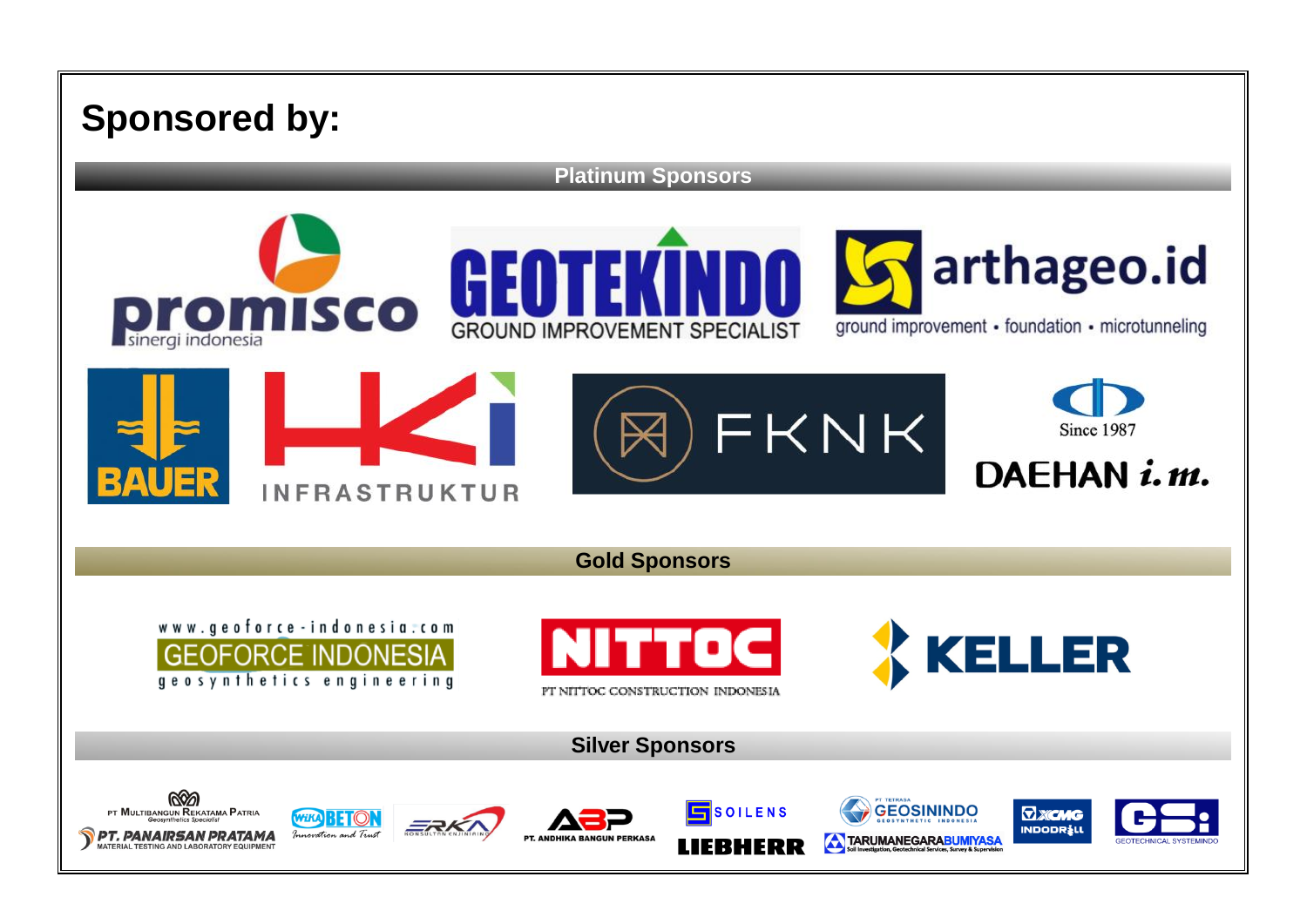# Sponsored by:

## Platinum Sponsors

promisco
sinergi indonesia

GEOTEKINDO
GROUND IMPROVEMENT SPECIALIST

arthageo.id
ground improvement • foundation • microtunneling

BAUER

HKI
INFRASTRUKTUR

FKNK

Since 1987
DAEHAN i.m.

## Gold Sponsors

www.geoforce-indonesia.com
GEOFORCE INDONESIA
geosynthetics engineering

NITTOC
PT NITTOC CONSTRUCTION INDONESIA

KELLER

## Silver Sponsors

PT MULTIBANGUN REKATAMA PATRIA
Geosynthetics Specialist

PT. PANAIRSAN PRATAMA
MATERIAL TESTING AND LABORATORY EQUIPMENT

WIKA BETON
Innovation and Trust

ERKA
KONSULTAN ENJINIRING

ABP
PT. ANDHIKA BANGUN PERKASA

SOILENS

LIEBHERR

PT TETRASA
GEOSININDO
GEOSYNTHETIC INDONESIA

TARUMANEGARABUMIYASA
Soil Investigation, Geotechnical Services, Survey & Supervision

XCMG
INDODRILL

GSI
GEOTECHNICAL SYSTEMINDO